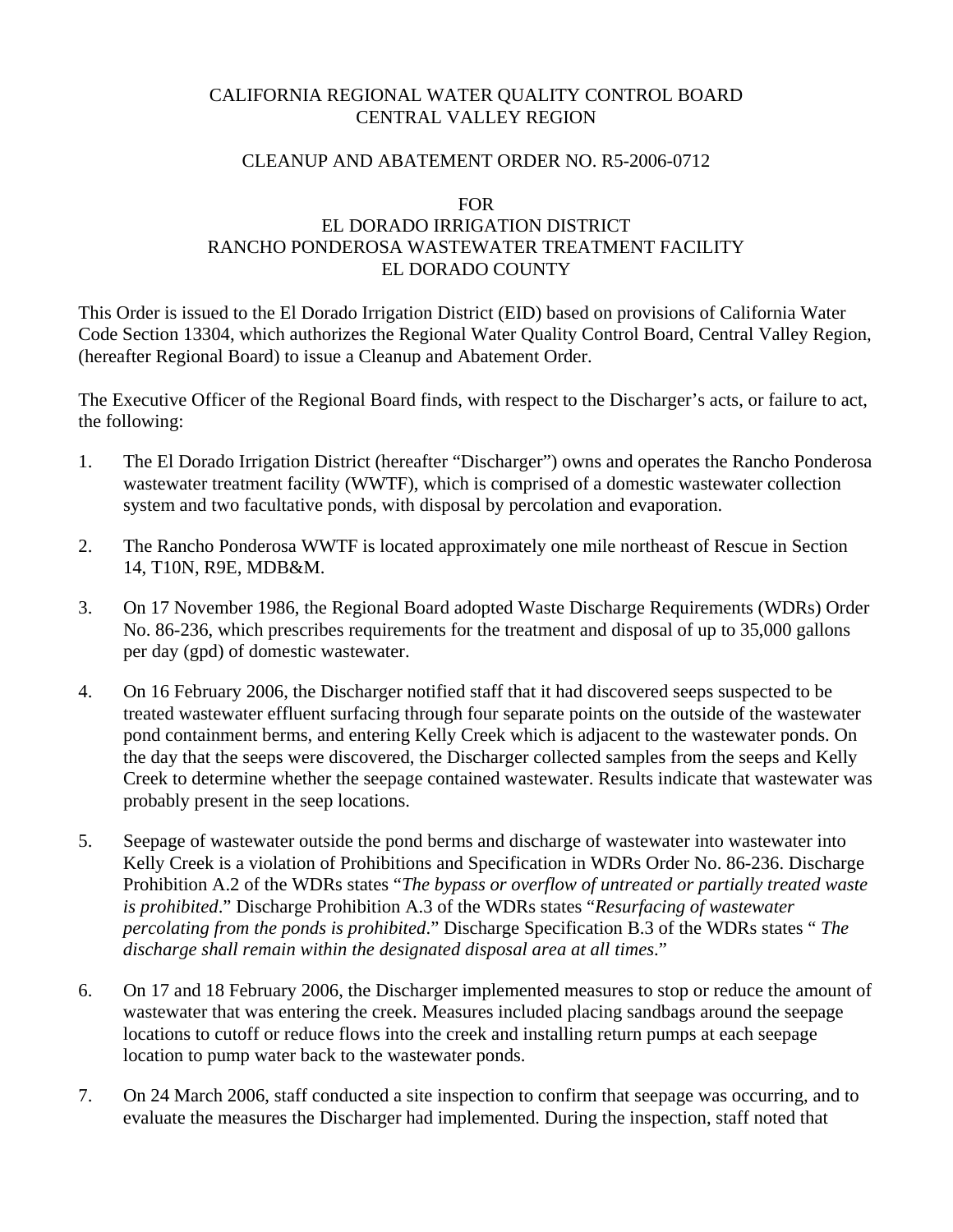CALIFORNIA REGIONAL WATER QUALITY CONTROL BOARD
CENTRAL VALLEY REGION

CLEANUP AND ABATEMENT ORDER NO. R5-2006-0712

FOR
EL DORADO IRRIGATION DISTRICT
RANCHO PONDEROSA WASTEWATER TREATMENT FACILITY
EL DORADO COUNTY

This Order is issued to the El Dorado Irrigation District (EID) based on provisions of California Water Code Section 13304, which authorizes the Regional Water Quality Control Board, Central Valley Region, (hereafter Regional Board) to issue a Cleanup and Abatement Order.

The Executive Officer of the Regional Board finds, with respect to the Discharger's acts, or failure to act, the following:

1. The El Dorado Irrigation District (hereafter "Discharger") owns and operates the Rancho Ponderosa wastewater treatment facility (WWTF), which is comprised of a domestic wastewater collection system and two facultative ponds, with disposal by percolation and evaporation.

2. The Rancho Ponderosa WWTF is located approximately one mile northeast of Rescue in Section 14, T10N, R9E, MDB&M.

3. On 17 November 1986, the Regional Board adopted Waste Discharge Requirements (WDRs) Order No. 86-236, which prescribes requirements for the treatment and disposal of up to 35,000 gallons per day (gpd) of domestic wastewater.

4. On 16 February 2006, the Discharger notified staff that it had discovered seeps suspected to be treated wastewater effluent surfacing through four separate points on the outside of the wastewater pond containment berms, and entering Kelly Creek which is adjacent to the wastewater ponds. On the day that the seeps were discovered, the Discharger collected samples from the seeps and Kelly Creek to determine whether the seepage contained wastewater. Results indicate that wastewater was probably present in the seep locations.

5. Seepage of wastewater outside the pond berms and discharge of wastewater into wastewater into Kelly Creek is a violation of Prohibitions and Specification in WDRs Order No. 86-236. Discharge Prohibition A.2 of the WDRs states "*The bypass or overflow of untreated or partially treated waste is prohibited*." Discharge Prohibition A.3 of the WDRs states "*Resurfacing of wastewater percolating from the ponds is prohibited*." Discharge Specification B.3 of the WDRs states " *The discharge shall remain within the designated disposal area at all times*."

6. On 17 and 18 February 2006, the Discharger implemented measures to stop or reduce the amount of wastewater that was entering the creek. Measures included placing sandbags around the seepage locations to cutoff or reduce flows into the creek and installing return pumps at each seepage location to pump water back to the wastewater ponds.

7. On 24 March 2006, staff conducted a site inspection to confirm that seepage was occurring, and to evaluate the measures the Discharger had implemented. During the inspection, staff noted that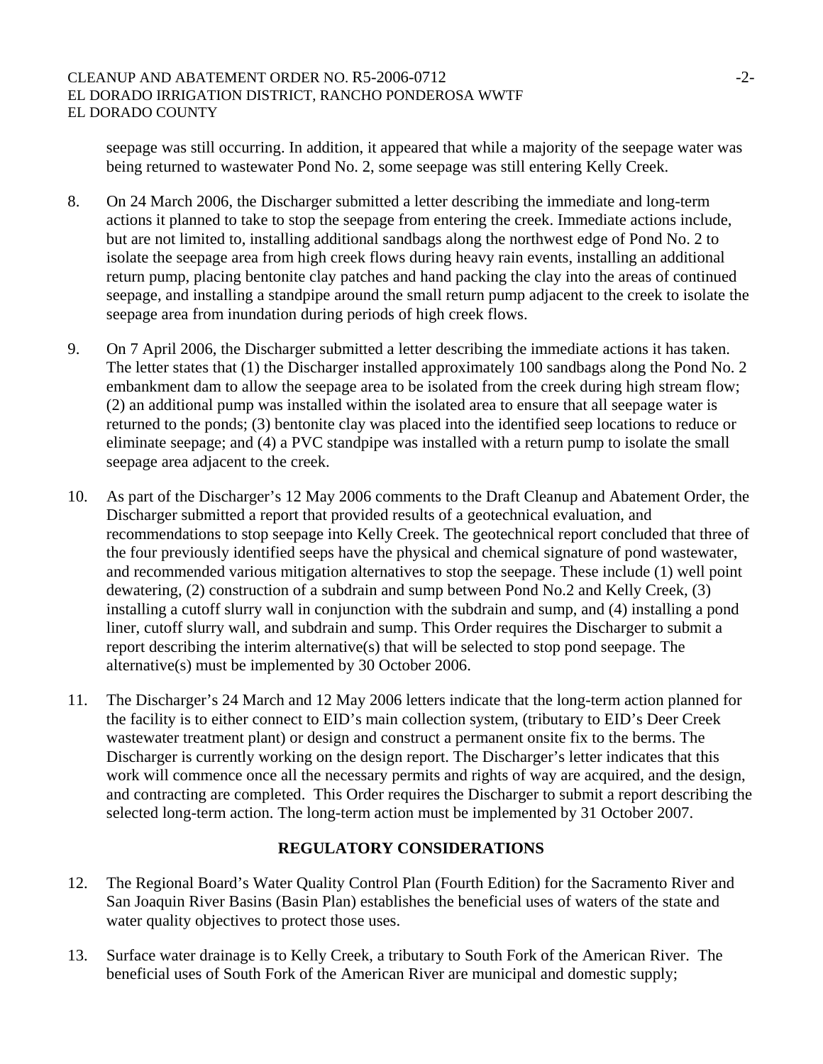seepage was still occurring. In addition, it appeared that while a majority of the seepage water was being returned to wastewater Pond No. 2, some seepage was still entering Kelly Creek.

8. On 24 March 2006, the Discharger submitted a letter describing the immediate and long-term actions it planned to take to stop the seepage from entering the creek. Immediate actions include, but are not limited to, installing additional sandbags along the northwest edge of Pond No. 2 to isolate the seepage area from high creek flows during heavy rain events, installing an additional return pump, placing bentonite clay patches and hand packing the clay into the areas of continued seepage, and installing a standpipe around the small return pump adjacent to the creek to isolate the seepage area from inundation during periods of high creek flows.

9. On 7 April 2006, the Discharger submitted a letter describing the immediate actions it has taken. The letter states that (1) the Discharger installed approximately 100 sandbags along the Pond No. 2 embankment dam to allow the seepage area to be isolated from the creek during high stream flow; (2) an additional pump was installed within the isolated area to ensure that all seepage water is returned to the ponds; (3) bentonite clay was placed into the identified seep locations to reduce or eliminate seepage; and (4) a PVC standpipe was installed with a return pump to isolate the small seepage area adjacent to the creek.

10. As part of the Discharger's 12 May 2006 comments to the Draft Cleanup and Abatement Order, the Discharger submitted a report that provided results of a geotechnical evaluation, and recommendations to stop seepage into Kelly Creek. The geotechnical report concluded that three of the four previously identified seeps have the physical and chemical signature of pond wastewater, and recommended various mitigation alternatives to stop the seepage. These include (1) well point dewatering, (2) construction of a subdrain and sump between Pond No.2 and Kelly Creek, (3) installing a cutoff slurry wall in conjunction with the subdrain and sump, and (4) installing a pond liner, cutoff slurry wall, and subdrain and sump. This Order requires the Discharger to submit a report describing the interim alternative(s) that will be selected to stop pond seepage. The alternative(s) must be implemented by 30 October 2006.

11. The Discharger's 24 March and 12 May 2006 letters indicate that the long-term action planned for the facility is to either connect to EID's main collection system, (tributary to EID's Deer Creek wastewater treatment plant) or design and construct a permanent onsite fix to the berms. The Discharger is currently working on the design report. The Discharger's letter indicates that this work will commence once all the necessary permits and rights of way are acquired, and the design, and contracting are completed. This Order requires the Discharger to submit a report describing the selected long-term action. The long-term action must be implemented by 31 October 2007.

## REGULATORY CONSIDERATIONS

12. The Regional Board's Water Quality Control Plan (Fourth Edition) for the Sacramento River and San Joaquin River Basins (Basin Plan) establishes the beneficial uses of waters of the state and water quality objectives to protect those uses.

13. Surface water drainage is to Kelly Creek, a tributary to South Fork of the American River. The beneficial uses of South Fork of the American River are municipal and domestic supply;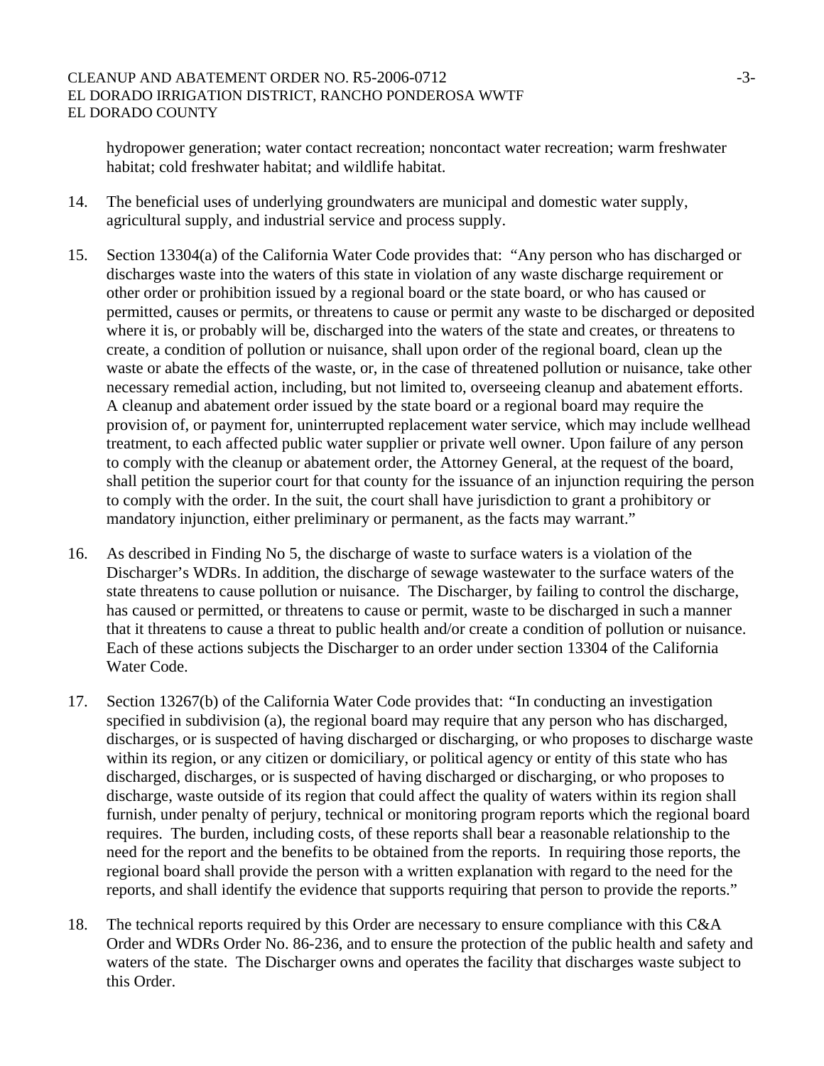hydropower generation; water contact recreation; noncontact water recreation; warm freshwater habitat; cold freshwater habitat; and wildlife habitat.

14. The beneficial uses of underlying groundwaters are municipal and domestic water supply, agricultural supply, and industrial service and process supply.

15. Section 13304(a) of the California Water Code provides that: "Any person who has discharged or discharges waste into the waters of this state in violation of any waste discharge requirement or other order or prohibition issued by a regional board or the state board, or who has caused or permitted, causes or permits, or threatens to cause or permit any waste to be discharged or deposited where it is, or probably will be, discharged into the waters of the state and creates, or threatens to create, a condition of pollution or nuisance, shall upon order of the regional board, clean up the waste or abate the effects of the waste, or, in the case of threatened pollution or nuisance, take other necessary remedial action, including, but not limited to, overseeing cleanup and abatement efforts. A cleanup and abatement order issued by the state board or a regional board may require the provision of, or payment for, uninterrupted replacement water service, which may include wellhead treatment, to each affected public water supplier or private well owner. Upon failure of any person to comply with the cleanup or abatement order, the Attorney General, at the request of the board, shall petition the superior court for that county for the issuance of an injunction requiring the person to comply with the order. In the suit, the court shall have jurisdiction to grant a prohibitory or mandatory injunction, either preliminary or permanent, as the facts may warrant."

16. As described in Finding No 5, the discharge of waste to surface waters is a violation of the Discharger's WDRs. In addition, the discharge of sewage wastewater to the surface waters of the state threatens to cause pollution or nuisance. The Discharger, by failing to control the discharge, has caused or permitted, or threatens to cause or permit, waste to be discharged in such a manner that it threatens to cause a threat to public health and/or create a condition of pollution or nuisance. Each of these actions subjects the Discharger to an order under section 13304 of the California Water Code.

17. Section 13267(b) of the California Water Code provides that: "In conducting an investigation specified in subdivision (a), the regional board may require that any person who has discharged, discharges, or is suspected of having discharged or discharging, or who proposes to discharge waste within its region, or any citizen or domiciliary, or political agency or entity of this state who has discharged, discharges, or is suspected of having discharged or discharging, or who proposes to discharge, waste outside of its region that could affect the quality of waters within its region shall furnish, under penalty of perjury, technical or monitoring program reports which the regional board requires. The burden, including costs, of these reports shall bear a reasonable relationship to the need for the report and the benefits to be obtained from the reports. In requiring those reports, the regional board shall provide the person with a written explanation with regard to the need for the reports, and shall identify the evidence that supports requiring that person to provide the reports."

18. The technical reports required by this Order are necessary to ensure compliance with this C&A Order and WDRs Order No. 86-236, and to ensure the protection of the public health and safety and waters of the state. The Discharger owns and operates the facility that discharges waste subject to this Order.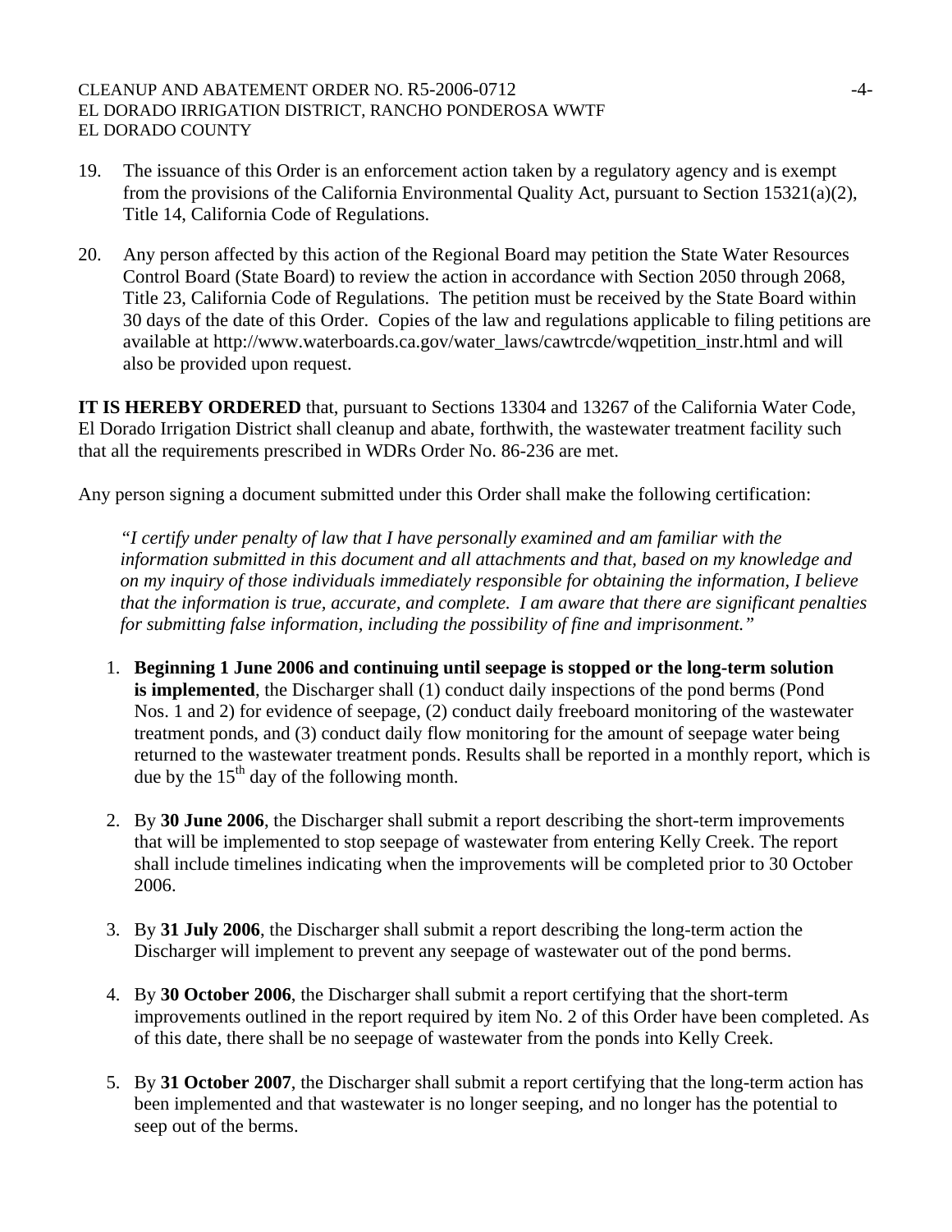19. The issuance of this Order is an enforcement action taken by a regulatory agency and is exempt from the provisions of the California Environmental Quality Act, pursuant to Section 15321(a)(2), Title 14, California Code of Regulations.

20. Any person affected by this action of the Regional Board may petition the State Water Resources Control Board (State Board) to review the action in accordance with Section 2050 through 2068, Title 23, California Code of Regulations. The petition must be received by the State Board within 30 days of the date of this Order. Copies of the law and regulations applicable to filing petitions are available at http://www.waterboards.ca.gov/water_laws/cawtrcde/wqpetition_instr.html and will also be provided upon request.

**IT IS HEREBY ORDERED** that, pursuant to Sections 13304 and 13267 of the California Water Code, El Dorado Irrigation District shall cleanup and abate, forthwith, the wastewater treatment facility such that all the requirements prescribed in WDRs Order No. 86-236 are met.

Any person signing a document submitted under this Order shall make the following certification:

> *"I certify under penalty of law that I have personally examined and am familiar with the information submitted in this document and all attachments and that, based on my knowledge and on my inquiry of those individuals immediately responsible for obtaining the information, I believe that the information is true, accurate, and complete. I am aware that there are significant penalties for submitting false information, including the possibility of fine and imprisonment."*

1. **Beginning 1 June 2006 and continuing until seepage is stopped or the long-term solution is implemented**, the Discharger shall (1) conduct daily inspections of the pond berms (Pond Nos. 1 and 2) for evidence of seepage, (2) conduct daily freeboard monitoring of the wastewater treatment ponds, and (3) conduct daily flow monitoring for the amount of seepage water being returned to the wastewater treatment ponds. Results shall be reported in a monthly report, which is due by the 15th day of the following month.

2. By **30 June 2006**, the Discharger shall submit a report describing the short-term improvements that will be implemented to stop seepage of wastewater from entering Kelly Creek. The report shall include timelines indicating when the improvements will be completed prior to 30 October 2006.

3. By **31 July 2006**, the Discharger shall submit a report describing the long-term action the Discharger will implement to prevent any seepage of wastewater out of the pond berms.

4. By **30 October 2006**, the Discharger shall submit a report certifying that the short-term improvements outlined in the report required by item No. 2 of this Order have been completed. As of this date, there shall be no seepage of wastewater from the ponds into Kelly Creek.

5. By **31 October 2007**, the Discharger shall submit a report certifying that the long-term action has been implemented and that wastewater is no longer seeping, and no longer has the potential to seep out of the berms.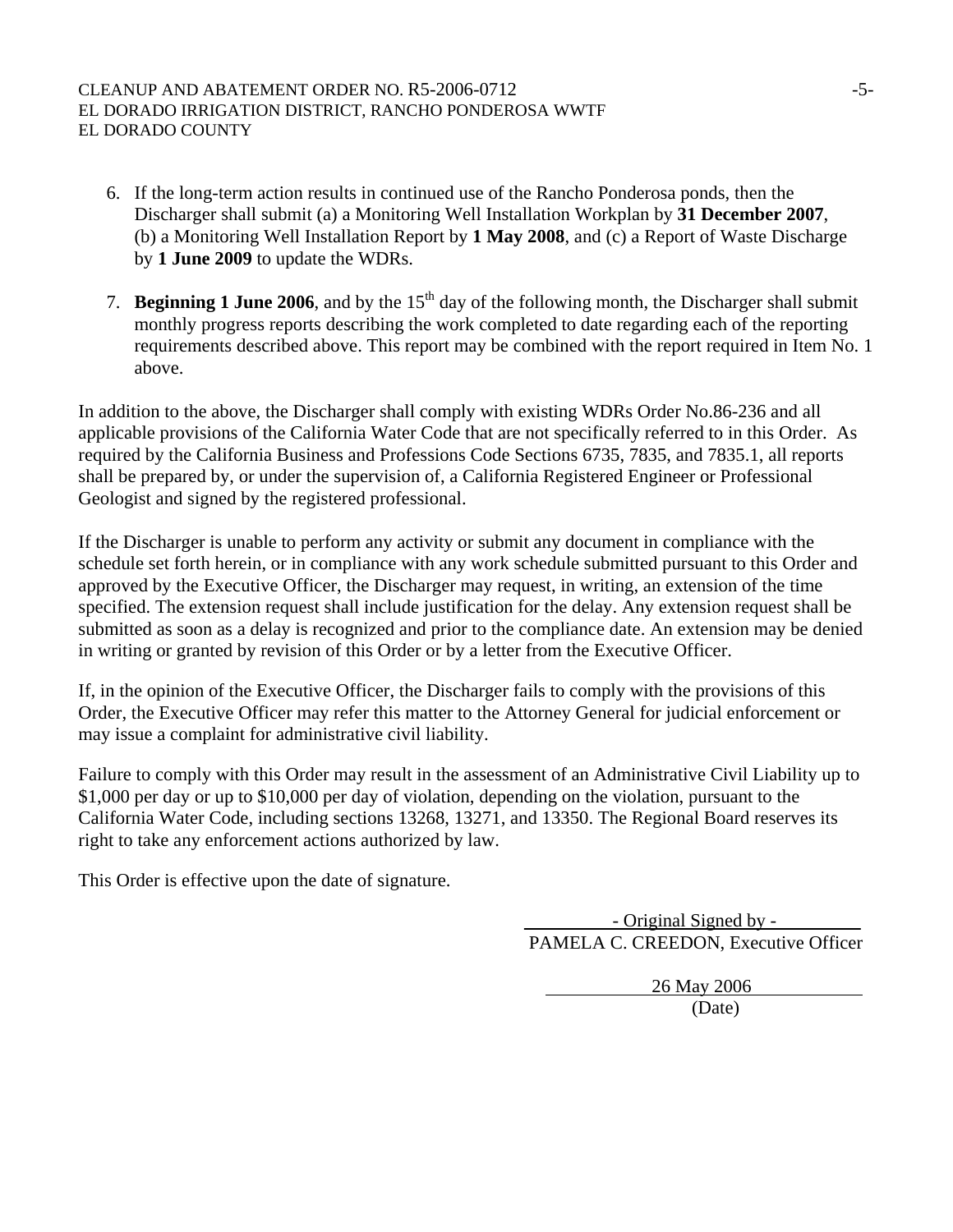6. If the long-term action results in continued use of the Rancho Ponderosa ponds, then the Discharger shall submit (a) a Monitoring Well Installation Workplan by **31 December 2007**, (b) a Monitoring Well Installation Report by **1 May 2008**, and (c) a Report of Waste Discharge by **1 June 2009** to update the WDRs.

7. **Beginning 1 June 2006**, and by the 15th day of the following month, the Discharger shall submit monthly progress reports describing the work completed to date regarding each of the reporting requirements described above. This report may be combined with the report required in Item No. 1 above.

In addition to the above, the Discharger shall comply with existing WDRs Order No.86-236 and all applicable provisions of the California Water Code that are not specifically referred to in this Order. As required by the California Business and Professions Code Sections 6735, 7835, and 7835.1, all reports shall be prepared by, or under the supervision of, a California Registered Engineer or Professional Geologist and signed by the registered professional.

If the Discharger is unable to perform any activity or submit any document in compliance with the schedule set forth herein, or in compliance with any work schedule submitted pursuant to this Order and approved by the Executive Officer, the Discharger may request, in writing, an extension of the time specified. The extension request shall include justification for the delay. Any extension request shall be submitted as soon as a delay is recognized and prior to the compliance date. An extension may be denied in writing or granted by revision of this Order or by a letter from the Executive Officer.

If, in the opinion of the Executive Officer, the Discharger fails to comply with the provisions of this Order, the Executive Officer may refer this matter to the Attorney General for judicial enforcement or may issue a complaint for administrative civil liability.

Failure to comply with this Order may result in the assessment of an Administrative Civil Liability up to $1,000 per day or up to $10,000 per day of violation, depending on the violation, pursuant to the California Water Code, including sections 13268, 13271, and 13350. The Regional Board reserves its right to take any enforcement actions authorized by law.

This Order is effective upon the date of signature.

- Original Signed by -
PAMELA C. CREEDON, Executive Officer

26 May 2006
(Date)